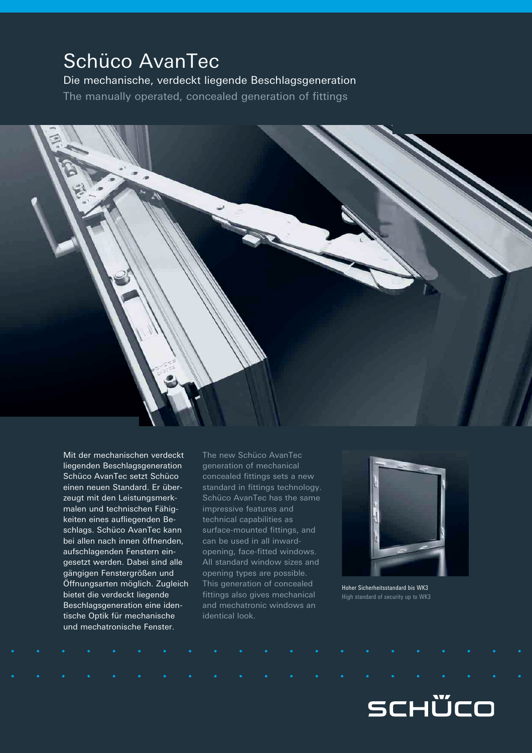# Schüco AvanTec

## Die mechanische, verdeckt liegende Beschlagsgeneration

## The manually operated, concealed generation of fittings

Mit der mechanischen verdeckt liegenden Beschlagsgeneration Schüco AvanTec setzt Schüco einen neuen Standard. Er überzeugt mit den Leistungsmerkmalen und technischen Fähigkeiten eines aufliegenden Beschlags. Schüco AvanTec kann bei allen nach innen öffnenden, aufschlagenden Fenstern eingesetzt werden. Dabei sind alle gängigen Fenstergrößen und Öffnungsarten möglich. Zugleich bietet die verdeckt liegende Beschlagsgeneration eine identische Optik für mechanische und mechatronische Fenster.

The new Schüco AvanTec generation of mechanical concealed fittings sets a new standard in fittings technology. Schüco AvanTec has the same impressive features and technical capabilities as surface-mounted fittings, and can be used in all inward-opening, face-fitted windows. All standard window sizes and opening types are possible. This generation of concealed fittings also gives mechanical and mechatronic windows an identical look.

Hoher Sicherheitsstandard bis WK3
High standard of security up to WK3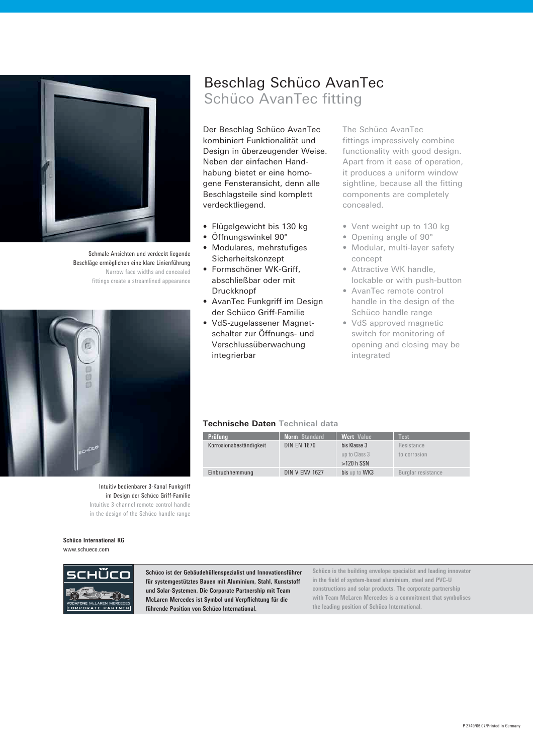# Beschlag Schüco AvanTec
## Schüco AvanTec fitting

Der Beschlag Schüco AvanTec kombiniert Funktionalität und Design in überzeugender Weise. Neben der einfachen Handhabung bietet er eine homogene Fensteransicht, denn alle Beschlagsteile sind komplett verdecktliegend.

- Flügelgewicht bis 130 kg
- Öffnungswinkel 90°
- Modulares, mehrstufiges Sicherheitskonzept
- Formschöner WK-Griff, abschließbar oder mit Druckknopf
- AvanTec Funkgriff im Design der Schüco Griff-Familie
- VdS-zugelassener Magnetschalter zur Öffnungs- und Verschlussüberwachung integrierbar

The Schüco AvanTec fittings impressively combine functionality with good design. Apart from it ease of operation, it produces a uniform window sightline, because all the fitting components are completely concealed.

- Vent weight up to 130 kg
- Opening angle of 90°
- Modular, multi-layer safety concept
- Attractive WK handle, lockable or with push-button
- AvanTec remote control handle in the design of the Schüco handle range
- VdS approved magnetic switch for monitoring of opening and closing may be integrated

Schmale Ansichten und verdeckt liegende Beschläge ermöglichen eine klare Linienführung
Narrow face widths and concealed fittings create a streamlined appearance

Intuitiv bedienbarer 3-Kanal Funkgriff im Design der Schüco Griff-Familie
Intuitive 3-channel remote control handle in the design of the Schüco handle range

### Technische Daten Technical data

| Prüfung | Norm Standard | Wert Value | Test |
|---|---|---|---|
| Korrosionsbeständigkeit | DIN EN 1670 | bis Klasse 3 up to Class 3 >120 h SSN | Resistance to corrosion |
| Einbruchhemmung | DIN V ENV 1627 | bis up to WK3 | Burglar resistance |

**Schüco International KG**
www.schueco.com

**Schüco ist der Gebäudehüllenspezialist und Innovationsführer für systemgestütztes Bauen mit Aluminium, Stahl, Kunststoff und Solar-Systemen. Die Corporate Partnership mit Team McLaren Mercedes ist Symbol und Verpflichtung für die führende Position von Schüco International.**

**Schüco is the building envelope specialist and leading innovator in the field of system-based aluminium, steel and PVC-U constructions and solar products. The corporate partnership with Team McLaren Mercedes is a commitment that symbolises the leading position of Schüco International.**

P 2749/06.07/Printed in Germany